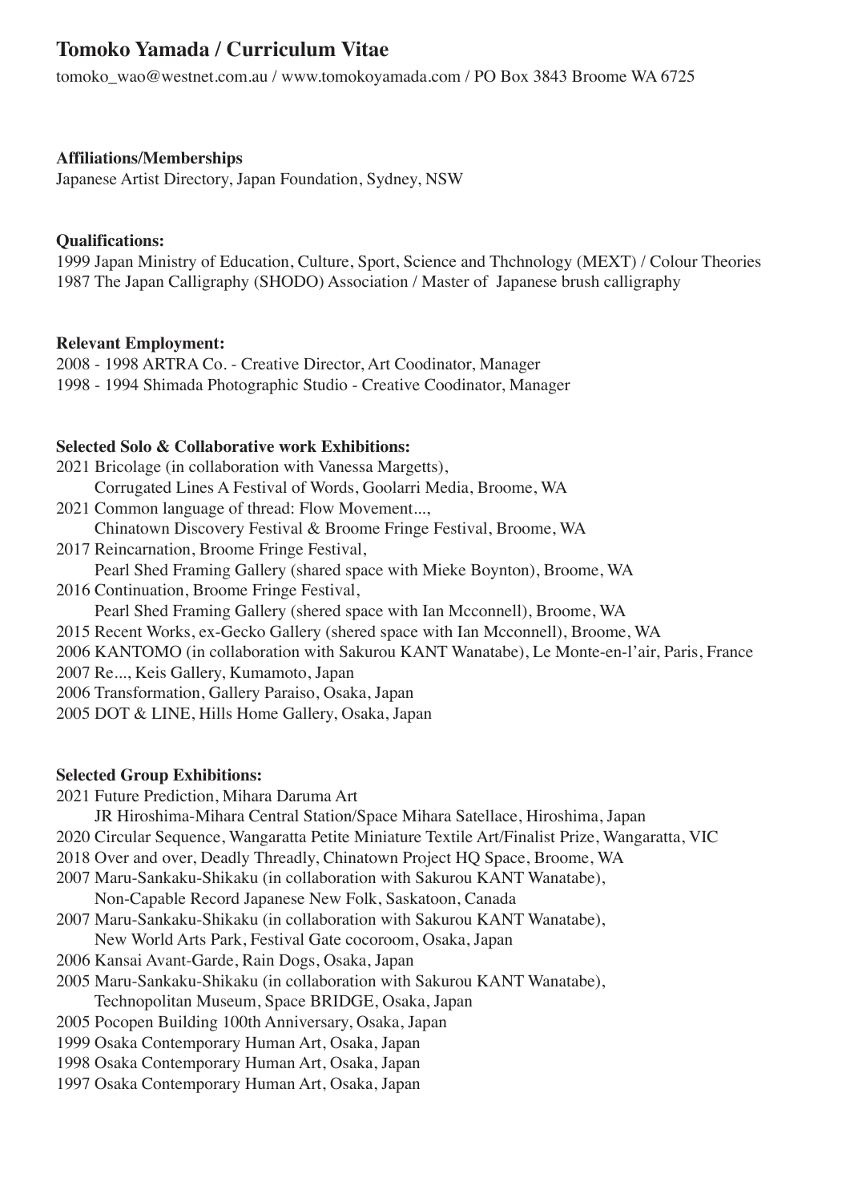# Tomoko Yamada / Curriculum Vitae

tomoko_wao@westnet.com.au / www.tomokoyamada.com / PO Box 3843 Broome WA 6725

**Affiliations/Memberships**

Japanese Artist Directory, Japan Foundation, Sydney, NSW

**Qualifications:**

1999 Japan Ministry of Education, Culture, Sport, Science and Thchnology (MEXT) / Colour Theories
1987 The Japan Calligraphy (SHODO) Association / Master of Japanese brush calligraphy

**Relevant Employment:**

2008 - 1998 ARTRA Co. - Creative Director, Art Coodinator, Manager
1998 - 1994 Shimada Photographic Studio - Creative Coodinator, Manager

**Selected Solo & Collaborative work Exhibitions:**

2021 Bricolage (in collaboration with Vanessa Margetts),
Corrugated Lines A Festival of Words, Goolarri Media, Broome, WA
2021 Common language of thread: Flow Movement...,
Chinatown Discovery Festival & Broome Fringe Festival, Broome, WA
2017 Reincarnation, Broome Fringe Festival,
Pearl Shed Framing Gallery (shared space with Mieke Boynton), Broome, WA
2016 Continuation, Broome Fringe Festival,
Pearl Shed Framing Gallery (shered space with Ian Mcconnell), Broome, WA
2015 Recent Works, ex-Gecko Gallery (shered space with Ian Mcconnell), Broome, WA
2006 KANTOMO (in collaboration with Sakurou KANT Wanatabe), Le Monte-en-l'air, Paris, France
2007 Re..., Keis Gallery, Kumamoto, Japan
2006 Transformation, Gallery Paraiso, Osaka, Japan
2005 DOT & LINE, Hills Home Gallery, Osaka, Japan

**Selected Group Exhibitions:**

2021 Future Prediction, Mihara Daruma Art
JR Hiroshima-Mihara Central Station/Space Mihara Satellace, Hiroshima, Japan
2020 Circular Sequence, Wangaratta Petite Miniature Textile Art/Finalist Prize, Wangaratta, VIC
2018 Over and over, Deadly Threadly, Chinatown Project HQ Space, Broome, WA
2007 Maru-Sankaku-Shikaku (in collaboration with Sakurou KANT Wanatabe),
Non-Capable Record Japanese New Folk, Saskatoon, Canada
2007 Maru-Sankaku-Shikaku (in collaboration with Sakurou KANT Wanatabe),
New World Arts Park, Festival Gate cocoroom, Osaka, Japan
2006 Kansai Avant-Garde, Rain Dogs, Osaka, Japan
2005 Maru-Sankaku-Shikaku (in collaboration with Sakurou KANT Wanatabe),
Technopolitan Museum, Space BRIDGE, Osaka, Japan
2005 Pocopen Building 100th Anniversary, Osaka, Japan
1999 Osaka Contemporary Human Art, Osaka, Japan
1998 Osaka Contemporary Human Art, Osaka, Japan
1997 Osaka Contemporary Human Art, Osaka, Japan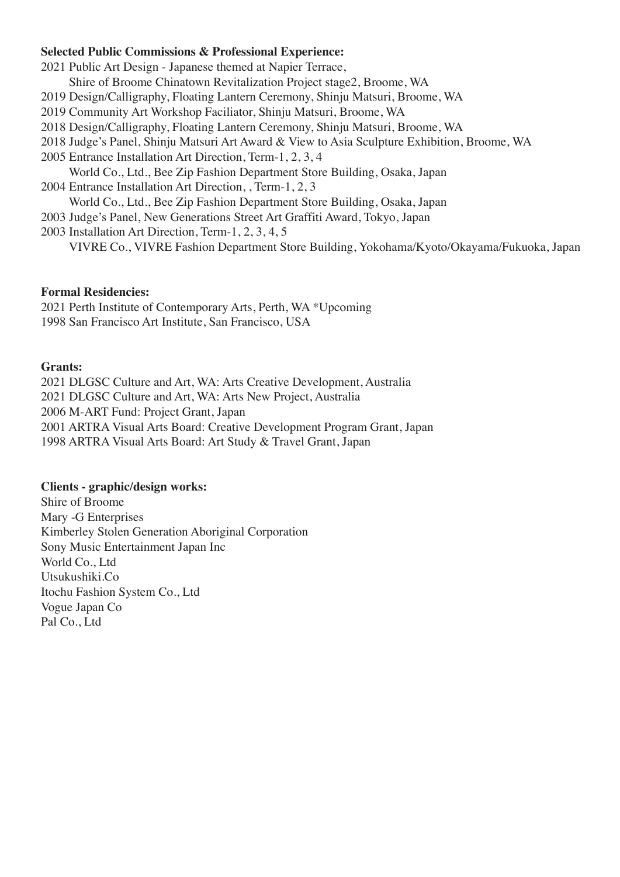**Selected Public Commissions & Professional Experience:**

2021 Public Art Design - Japanese themed at Napier Terrace,
  Shire of Broome Chinatown Revitalization Project stage2, Broome, WA
2019 Design/Calligraphy, Floating Lantern Ceremony, Shinju Matsuri, Broome, WA
2019 Community Art Workshop Faciliator, Shinju Matsuri, Broome, WA
2018 Design/Calligraphy, Floating Lantern Ceremony, Shinju Matsuri, Broome, WA
2018 Judge's Panel, Shinju Matsuri Art Award & View to Asia Sculpture Exhibition, Broome, WA
2005 Entrance Installation Art Direction, Term-1, 2, 3, 4
  World Co., Ltd., Bee Zip Fashion Department Store Building, Osaka, Japan
2004 Entrance Installation Art Direction, , Term-1, 2, 3
  World Co., Ltd., Bee Zip Fashion Department Store Building, Osaka, Japan
2003 Judge's Panel, New Generations Street Art Graffiti Award, Tokyo, Japan
2003 Installation Art Direction, Term-1, 2, 3, 4, 5
  VIVRE Co., VIVRE Fashion Department Store Building, Yokohama/Kyoto/Okayama/Fukuoka, Japan

**Formal Residencies:**

2021 Perth Institute of Contemporary Arts, Perth, WA *Upcoming
1998 San Francisco Art Institute, San Francisco, USA

**Grants:**

2021 DLGSC Culture and Art, WA: Arts Creative Development, Australia
2021 DLGSC Culture and Art, WA: Arts New Project, Australia
2006 M-ART Fund: Project Grant, Japan
2001 ARTRA Visual Arts Board: Creative Development Program Grant, Japan
1998 ARTRA Visual Arts Board: Art Study & Travel Grant, Japan

**Clients - graphic/design works:**

Shire of Broome
Mary -G Enterprises
Kimberley Stolen Generation Aboriginal Corporation
Sony Music Entertainment Japan Inc
World Co., Ltd
Utsukushiki.Co
Itochu Fashion System Co., Ltd
Vogue Japan Co
Pal Co., Ltd